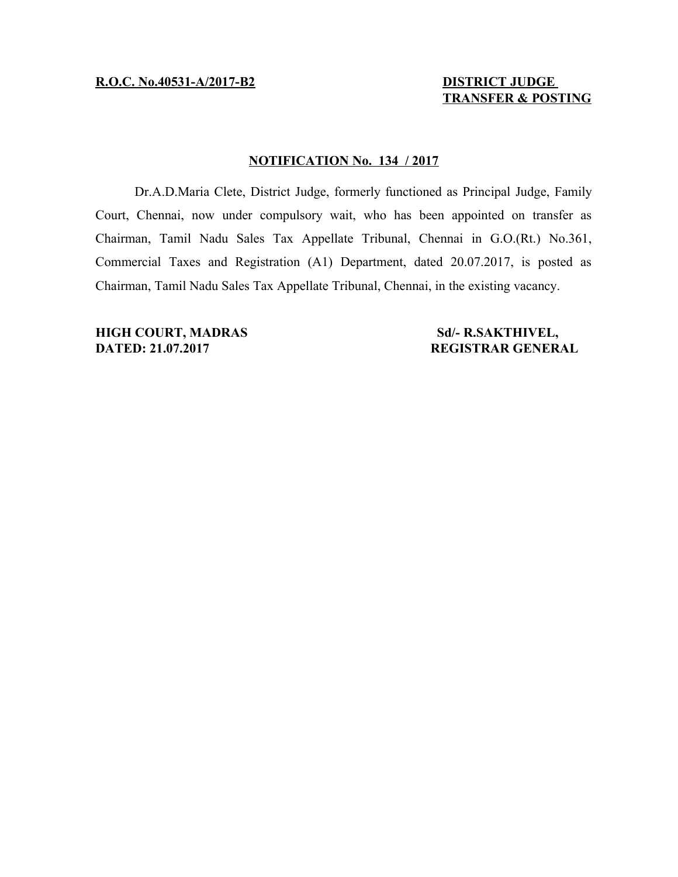**R.O.C. No.40531-A/2017-B2** **DISTRICT JUDGE TRANSFER & POSTING**

## NOTIFICATION No. 134 / 2017

Dr.A.D.Maria Clete, District Judge, formerly functioned as Principal Judge, Family Court, Chennai, now under compulsory wait, who has been appointed on transfer as Chairman, Tamil Nadu Sales Tax Appellate Tribunal, Chennai in G.O.(Rt.) No.361, Commercial Taxes and Registration (A1) Department, dated 20.07.2017, is posted as Chairman, Tamil Nadu Sales Tax Appellate Tribunal, Chennai, in the existing vacancy.

**HIGH COURT, MADRAS**
**DATED: 21.07.2017**

**Sd/- R.SAKTHIVEL,**
**REGISTRAR GENERAL**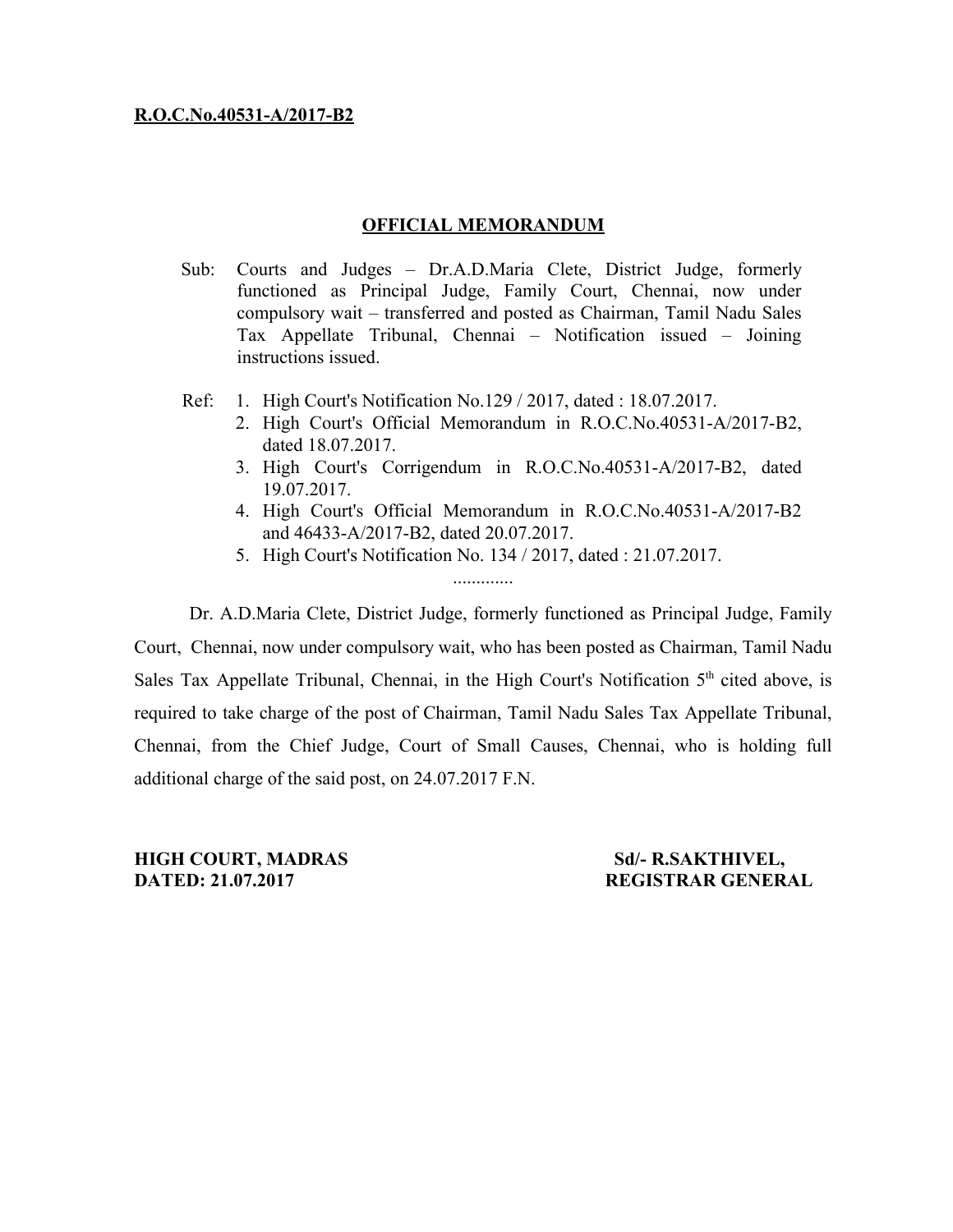**R.O.C.No.40531-A/2017-B2**

## OFFICIAL MEMORANDUM

Sub: Courts and Judges – Dr.A.D.Maria Clete, District Judge, formerly functioned as Principal Judge, Family Court, Chennai, now under compulsory wait – transferred and posted as Chairman, Tamil Nadu Sales Tax Appellate Tribunal, Chennai – Notification issued – Joining instructions issued.

Ref:
1. High Court's Notification No.129 / 2017, dated : 18.07.2017.
2. High Court's Official Memorandum in R.O.C.No.40531-A/2017-B2, dated 18.07.2017.
3. High Court's Corrigendum in R.O.C.No.40531-A/2017-B2, dated 19.07.2017.
4. High Court's Official Memorandum in R.O.C.No.40531-A/2017-B2 and 46433-A/2017-B2, dated 20.07.2017.
5. High Court's Notification No. 134 / 2017, dated : 21.07.2017.

.............

Dr. A.D.Maria Clete, District Judge, formerly functioned as Principal Judge, Family Court, Chennai, now under compulsory wait, who has been posted as Chairman, Tamil Nadu Sales Tax Appellate Tribunal, Chennai, in the High Court's Notification 5th cited above, is required to take charge of the post of Chairman, Tamil Nadu Sales Tax Appellate Tribunal, Chennai, from the Chief Judge, Court of Small Causes, Chennai, who is holding full additional charge of the said post, on 24.07.2017 F.N.

**HIGH COURT, MADRAS**
**DATED: 21.07.2017**

**Sd/- R.SAKTHIVEL,**
**REGISTRAR GENERAL**